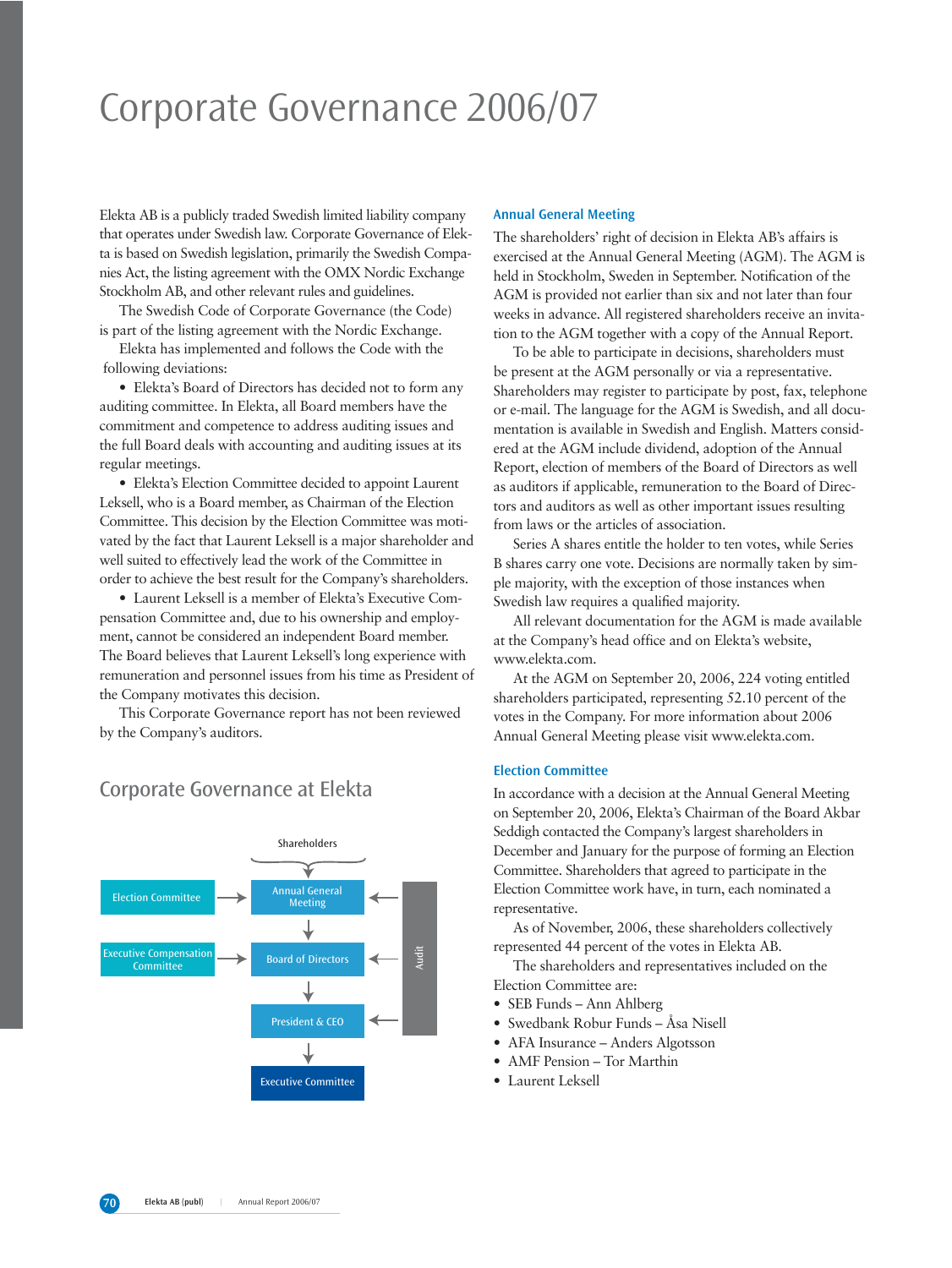# Corporate Governance 2006/07

Elekta AB is a publicly traded Swedish limited liability company that operates under Swedish law. Corporate Governance of Elekta is based on Swedish legislation, primarily the Swedish Companies Act, the listing agreement with the OMX Nordic Exchange Stockholm AB, and other relevant rules and guidelines.

The Swedish Code of Corporate Governance (the Code) is part of the listing agreement with the Nordic Exchange.

Elekta has implemented and follows the Code with the following deviations:

- Elekta's Board of Directors has decided not to form any auditing committee. In Elekta, all Board members have the commitment and competence to address auditing issues and the full Board deals with accounting and auditing issues at its regular meetings.
- Elekta's Election Committee decided to appoint Laurent Leksell, who is a Board member, as Chairman of the Election Committee. This decision by the Election Committee was motivated by the fact that Laurent Leksell is a major shareholder and well suited to effectively lead the work of the Committee in order to achieve the best result for the Company's shareholders.
- Laurent Leksell is a member of Elekta's Executive Compensation Committee and, due to his ownership and employment, cannot be considered an independent Board member. The Board believes that Laurent Leksell's long experience with remuneration and personnel issues from his time as President of the Company motivates this decision.

This Corporate Governance report has not been reviewed by the Company's auditors.

## Corporate Governance at Elekta

Shareholders → Annual General Meeting

Election Committee → Annual General Meeting

Annual General Meeting → Board of Directors

Executive Compensation Committee → Board of Directors

Board of Directors → President & CEO

President & CEO → Executive Committee

Audit → Annual General Meeting, Board of Directors, President & CEO

### Annual General Meeting

The shareholders' right of decision in Elekta AB's affairs is exercised at the Annual General Meeting (AGM). The AGM is held in Stockholm, Sweden in September. Notification of the AGM is provided not earlier than six and not later than four weeks in advance. All registered shareholders receive an invitation to the AGM together with a copy of the Annual Report.

To be able to participate in decisions, shareholders must be present at the AGM personally or via a representative. Shareholders may register to participate by post, fax, telephone or e-mail. The language for the AGM is Swedish, and all documentation is available in Swedish and English. Matters considered at the AGM include dividend, adoption of the Annual Report, election of members of the Board of Directors as well as auditors if applicable, remuneration to the Board of Directors and auditors as well as other important issues resulting from laws or the articles of association.

Series A shares entitle the holder to ten votes, while Series B shares carry one vote. Decisions are normally taken by simple majority, with the exception of those instances when Swedish law requires a qualified majority.

All relevant documentation for the AGM is made available at the Company's head office and on Elekta's website, www.elekta.com.

At the AGM on September 20, 2006, 224 voting entitled shareholders participated, representing 52.10 percent of the votes in the Company. For more information about 2006 Annual General Meeting please visit www.elekta.com.

### Election Committee

In accordance with a decision at the Annual General Meeting on September 20, 2006, Elekta's Chairman of the Board Akbar Seddigh contacted the Company's largest shareholders in December and January for the purpose of forming an Election Committee. Shareholders that agreed to participate in the Election Committee work have, in turn, each nominated a representative.

As of November, 2006, these shareholders collectively represented 44 percent of the votes in Elekta AB.

The shareholders and representatives included on the Election Committee are:

- SEB Funds – Ann Ahlberg
- Swedbank Robur Funds – Åsa Nisell
- AFA Insurance – Anders Algotsson
- AMF Pension – Tor Marthin
- Laurent Leksell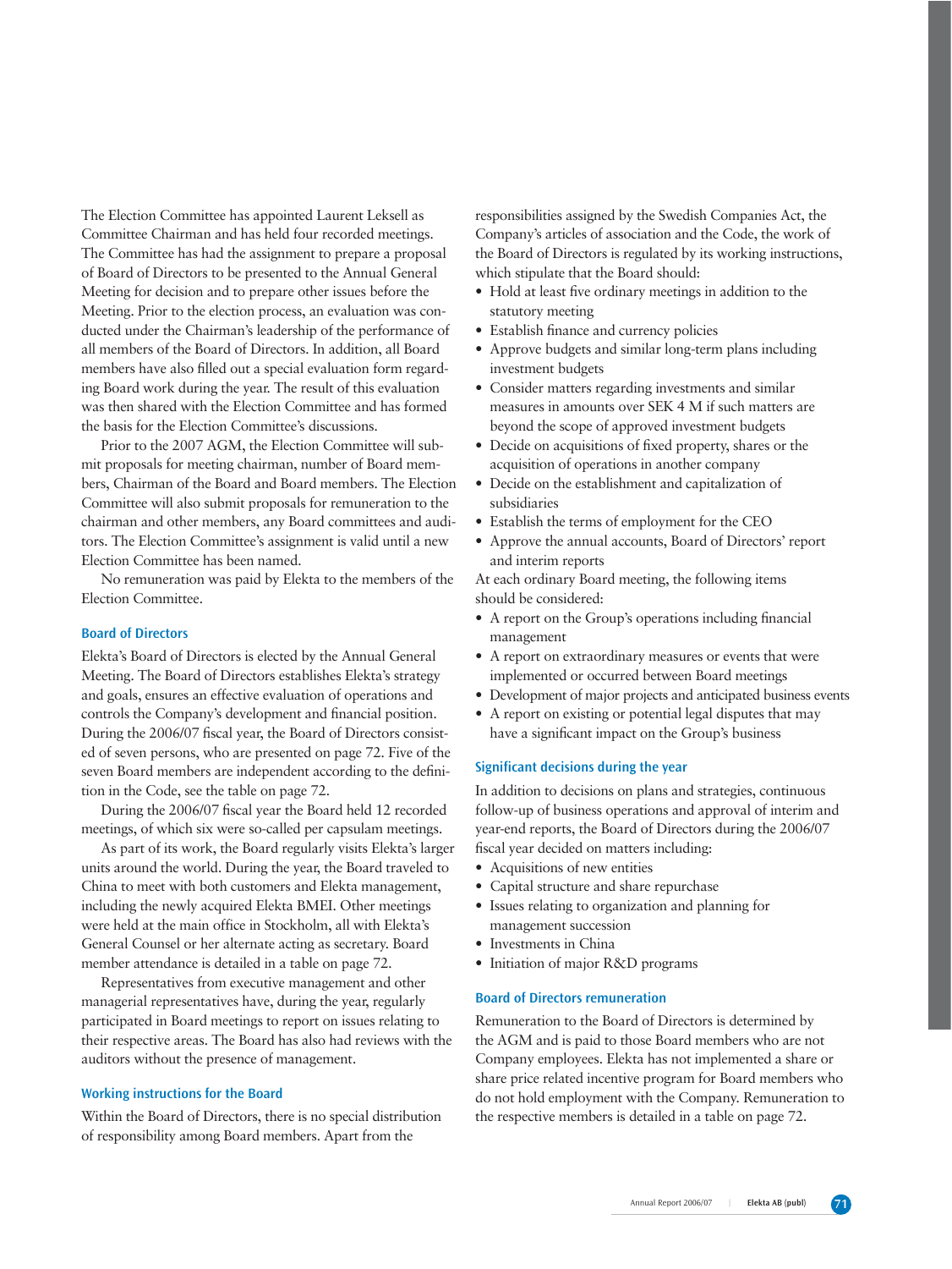The Election Committee has appointed Laurent Leksell as Committee Chairman and has held four recorded meetings. The Committee has had the assignment to prepare a proposal of Board of Directors to be presented to the Annual General Meeting for decision and to prepare other issues before the Meeting. Prior to the election process, an evaluation was conducted under the Chairman's leadership of the performance of all members of the Board of Directors. In addition, all Board members have also filled out a special evaluation form regarding Board work during the year. The result of this evaluation was then shared with the Election Committee and has formed the basis for the Election Committee's discussions.

Prior to the 2007 AGM, the Election Committee will submit proposals for meeting chairman, number of Board members, Chairman of the Board and Board members. The Election Committee will also submit proposals for remuneration to the chairman and other members, any Board committees and auditors. The Election Committee's assignment is valid until a new Election Committee has been named.

No remuneration was paid by Elekta to the members of the Election Committee.

### Board of Directors

Elekta's Board of Directors is elected by the Annual General Meeting. The Board of Directors establishes Elekta's strategy and goals, ensures an effective evaluation of operations and controls the Company's development and financial position. During the 2006/07 fiscal year, the Board of Directors consisted of seven persons, who are presented on page 72. Five of the seven Board members are independent according to the definition in the Code, see the table on page 72.

During the 2006/07 fiscal year the Board held 12 recorded meetings, of which six were so-called per capsulam meetings.

As part of its work, the Board regularly visits Elekta's larger units around the world. During the year, the Board traveled to China to meet with both customers and Elekta management, including the newly acquired Elekta BMEI. Other meetings were held at the main office in Stockholm, all with Elekta's General Counsel or her alternate acting as secretary. Board member attendance is detailed in a table on page 72.

Representatives from executive management and other managerial representatives have, during the year, regularly participated in Board meetings to report on issues relating to their respective areas. The Board has also had reviews with the auditors without the presence of management.

### Working instructions for the Board

Within the Board of Directors, there is no special distribution of responsibility among Board members. Apart from the responsibilities assigned by the Swedish Companies Act, the Company's articles of association and the Code, the work of the Board of Directors is regulated by its working instructions, which stipulate that the Board should:

- Hold at least five ordinary meetings in addition to the statutory meeting
- Establish finance and currency policies
- Approve budgets and similar long-term plans including investment budgets
- Consider matters regarding investments and similar measures in amounts over SEK 4 M if such matters are beyond the scope of approved investment budgets
- Decide on acquisitions of fixed property, shares or the acquisition of operations in another company
- Decide on the establishment and capitalization of subsidiaries
- Establish the terms of employment for the CEO
- Approve the annual accounts, Board of Directors' report and interim reports

At each ordinary Board meeting, the following items should be considered:

- A report on the Group's operations including financial management
- A report on extraordinary measures or events that were implemented or occurred between Board meetings
- Development of major projects and anticipated business events
- A report on existing or potential legal disputes that may have a significant impact on the Group's business

### Significant decisions during the year

In addition to decisions on plans and strategies, continuous follow-up of business operations and approval of interim and year-end reports, the Board of Directors during the 2006/07 fiscal year decided on matters including:

- Acquisitions of new entities
- Capital structure and share repurchase
- Issues relating to organization and planning for management succession
- Investments in China
- Initiation of major R&D programs

### Board of Directors remuneration

Remuneration to the Board of Directors is determined by the AGM and is paid to those Board members who are not Company employees. Elekta has not implemented a share or share price related incentive program for Board members who do not hold employment with the Company. Remuneration to the respective members is detailed in a table on page 72.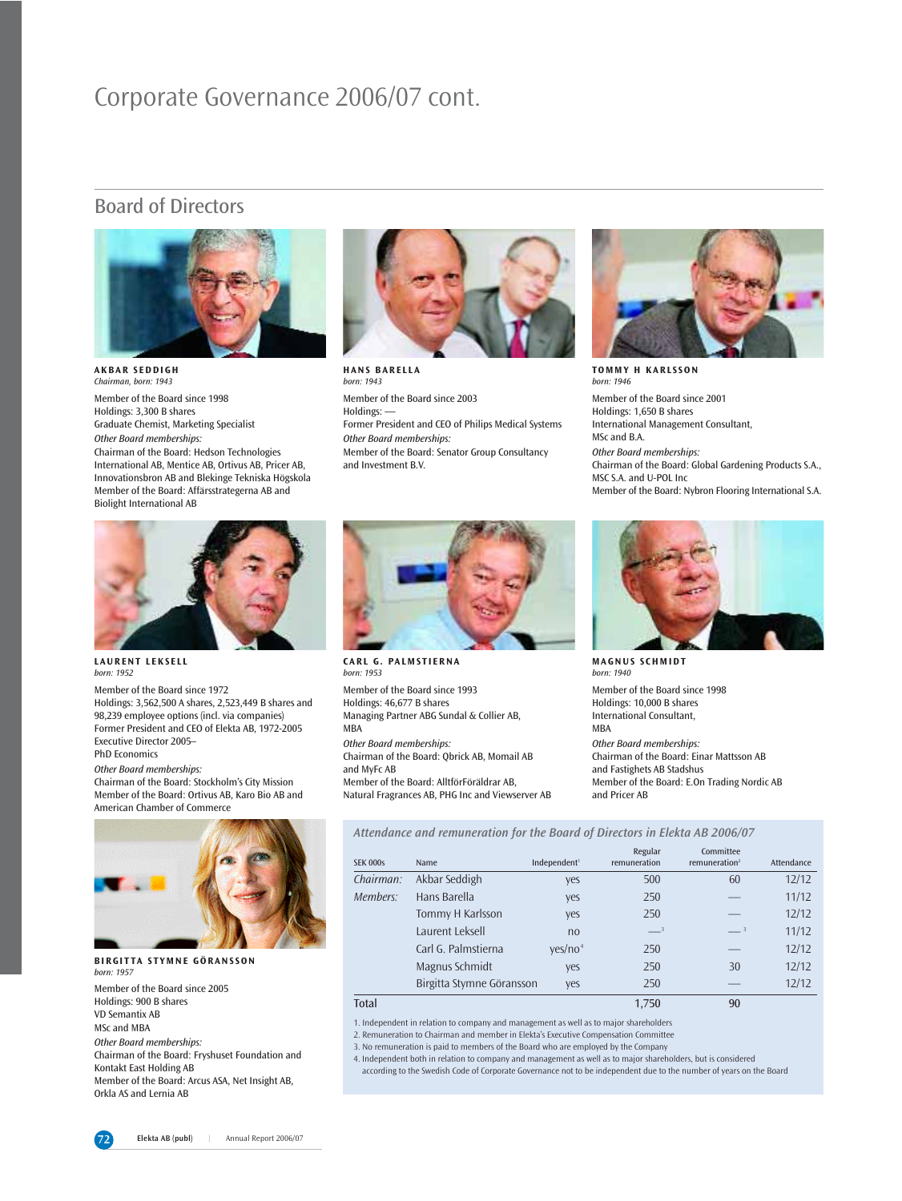# Corporate Governance 2006/07 cont.

## Board of Directors

**AKBAR SEDDIGH**
*Chairman, born: 1943*

Member of the Board since 1998
Holdings: 3,300 B shares
Graduate Chemist, Marketing Specialist
*Other Board memberships:*
Chairman of the Board: Hedson Technologies International AB, Mentice AB, Ortivus AB, Pricer AB, Innovationsbron AB and Blekinge Tekniska Högskola
Member of the Board: Affärsstrategerna AB and Biolight International AB

**HANS BARELLA**
*born: 1943*

Member of the Board since 2003
Holdings: —
Former President and CEO of Philips Medical Systems
*Other Board memberships:*
Member of the Board: Senator Group Consultancy and Investment B.V.

**TOMMY H KARLSSON**
*born: 1946*

Member of the Board since 2001
Holdings: 1,650 B shares
International Management Consultant, MSc and B.A.
*Other Board memberships:*
Chairman of the Board: Global Gardening Products S.A., MSC S.A. and U-POL Inc
Member of the Board: Nybron Flooring International S.A.

**LAURENT LEKSELL**
*born: 1952*

Member of the Board since 1972
Holdings: 3,562,500 A shares, 2,523,449 B shares and 98,239 employee options (incl. via companies)
Former President and CEO of Elekta AB, 1972-2005
Executive Director 2005–
PhD Economics
*Other Board memberships:*
Chairman of the Board: Stockholm's City Mission
Member of the Board: Ortivus AB, Karo Bio AB and American Chamber of Commerce

**CARL G. PALMSTIERNA**
*born: 1953*

Member of the Board since 1993
Holdings: 46,677 B shares
Managing Partner ABG Sundal & Collier AB, MBA
*Other Board memberships:*
Chairman of the Board: Qbrick AB, Momail AB and MyFc AB
Member of the Board: AlltförFöräldrar AB, Natural Fragrances AB, PHG Inc and Viewserver AB

**MAGNUS SCHMIDT**
*born: 1940*

Member of the Board since 1998
Holdings: 10,000 B shares
International Consultant, MBA
*Other Board memberships:*
Chairman of the Board: Einar Mattsson AB and Fastighets AB Stadshus
Member of the Board: E.On Trading Nordic AB and Pricer AB

**BIRGITTA STYMNE GÖRANSSON**
*born: 1957*

Member of the Board since 2005
Holdings: 900 B shares
VD Semantix AB
MSc and MBA
*Other Board memberships:*
Chairman of the Board: Fryshuset Foundation and Kontakt East Holding AB
Member of the Board: Arcus ASA, Net Insight AB, Orkla AS and Lernia AB

### *Attendance and remuneration for the Board of Directors in Elekta AB 2006/07*

| SEK 000s | Name | Independent[1] | Regular remuneration | Committee remuneration[2] | Attendance |
|---|---|---|---|---|---|
| *Chairman:* | Akbar Seddigh | yes | 500 | 60 | 12/12 |
| *Members:* | Hans Barella | yes | 250 | — | 11/12 |
| | Tommy H Karlsson | yes | 250 | — | 12/12 |
| | Laurent Leksell | no | —[3] | —[3] | 11/12 |
| | Carl G. Palmstierna | yes/no[4] | 250 | — | 12/12 |
| | Magnus Schmidt | yes | 250 | 30 | 12/12 |
| | Birgitta Stymne Göransson | yes | 250 | — | 12/12 |
| Total | | | 1,750 | 90 | |

1. Independent in relation to company and management as well as to major shareholders
2. Remuneration to Chairman and member in Elekta's Executive Compensation Committee
3. No remuneration is paid to members of the Board who are employed by the Company
4. Independent both in relation to company and management as well as to major shareholders, but is considered according to the Swedish Code of Corporate Governance not to be independent due to the number of years on the Board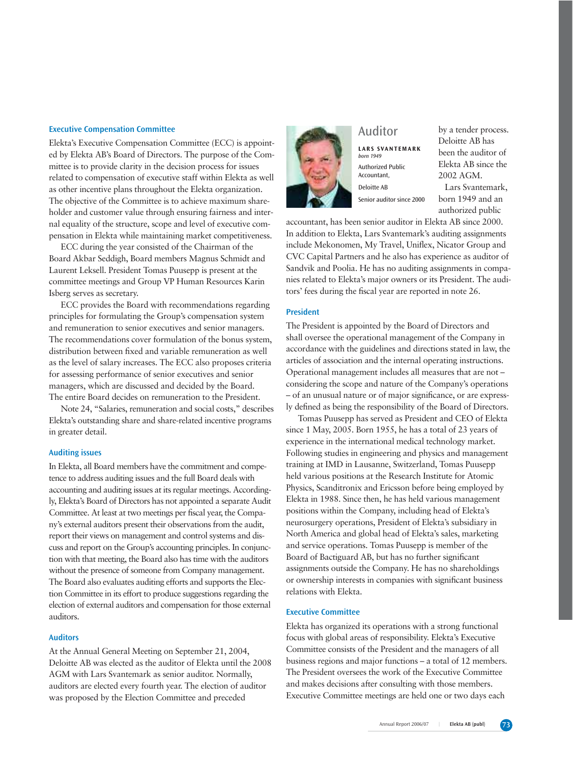### Executive Compensation Committee

Elekta's Executive Compensation Committee (ECC) is appointed by Elekta AB's Board of Directors. The purpose of the Committee is to provide clarity in the decision process for issues related to compensation of executive staff within Elekta as well as other incentive plans throughout the Elekta organization. The objective of the Committee is to achieve maximum shareholder and customer value through ensuring fairness and internal equality of the structure, scope and level of executive compensation in Elekta while maintaining market competitiveness.

ECC during the year consisted of the Chairman of the Board Akbar Seddigh, Board members Magnus Schmidt and Laurent Leksell. President Tomas Puusepp is present at the committee meetings and Group VP Human Resources Karin Isberg serves as secretary.

ECC provides the Board with recommendations regarding principles for formulating the Group's compensation system and remuneration to senior executives and senior managers. The recommendations cover formulation of the bonus system, distribution between fixed and variable remuneration as well as the level of salary increases. The ECC also proposes criteria for assessing performance of senior executives and senior managers, which are discussed and decided by the Board. The entire Board decides on remuneration to the President.

Note 24, "Salaries, remuneration and social costs," describes Elekta's outstanding share and share-related incentive programs in greater detail.

### Auditing issues

In Elekta, all Board members have the commitment and competence to address auditing issues and the full Board deals with accounting and auditing issues at its regular meetings. Accordingly, Elekta's Board of Directors has not appointed a separate Audit Committee. At least at two meetings per fiscal year, the Company's external auditors present their observations from the audit, report their views on management and control systems and discuss and report on the Group's accounting principles. In conjunction with that meeting, the Board also has time with the auditors without the presence of someone from Company management. The Board also evaluates auditing efforts and supports the Election Committee in its effort to produce suggestions regarding the election of external auditors and compensation for those external auditors.

### Auditors

At the Annual General Meeting on September 21, 2004, Deloitte AB was elected as the auditor of Elekta until the 2008 AGM with Lars Svantemark as senior auditor. Normally, auditors are elected every fourth year. The election of auditor was proposed by the Election Committee and preceded by a tender process. Deloitte AB has been the auditor of Elekta AB since the 2002 AGM.

## Auditor

**LARS SVANTEMARK**
*born 1949*

Authorized Public Accountant,

Deloitte AB

Senior auditor since 2000

Lars Svantemark, born 1949 and an authorized public accountant, has been senior auditor in Elekta AB since 2000. In addition to Elekta, Lars Svantemark's auditing assignments include Mekonomen, My Travel, Uniflex, Nicator Group and CVC Capital Partners and he also has experience as auditor of Sandvik and Poolia. He has no auditing assignments in companies related to Elekta's major owners or its President. The auditors' fees during the fiscal year are reported in note 26.

### President

The President is appointed by the Board of Directors and shall oversee the operational management of the Company in accordance with the guidelines and directions stated in law, the articles of association and the internal operating instructions. Operational management includes all measures that are not – considering the scope and nature of the Company's operations – of an unusual nature or of major significance, or are expressly defined as being the responsibility of the Board of Directors.

Tomas Puusepp has served as President and CEO of Elekta since 1 May, 2005. Born 1955, he has a total of 23 years of experience in the international medical technology market. Following studies in engineering and physics and management training at IMD in Lausanne, Switzerland, Tomas Puusepp held various positions at the Research Institute for Atomic Physics, Scanditronix and Ericsson before being employed by Elekta in 1988. Since then, he has held various management positions within the Company, including head of Elekta's neurosurgery operations, President of Elekta's subsidiary in North America and global head of Elekta's sales, marketing and service operations. Tomas Puusepp is member of the Board of Bactiguard AB, but has no further significant assignments outside the Company. He has no shareholdings or ownership interests in companies with significant business relations with Elekta.

### Executive Committee

Elekta has organized its operations with a strong functional focus with global areas of responsibility. Elekta's Executive Committee consists of the President and the managers of all business regions and major functions – a total of 12 members. The President oversees the work of the Executive Committee and makes decisions after consulting with those members. Executive Committee meetings are held one or two days each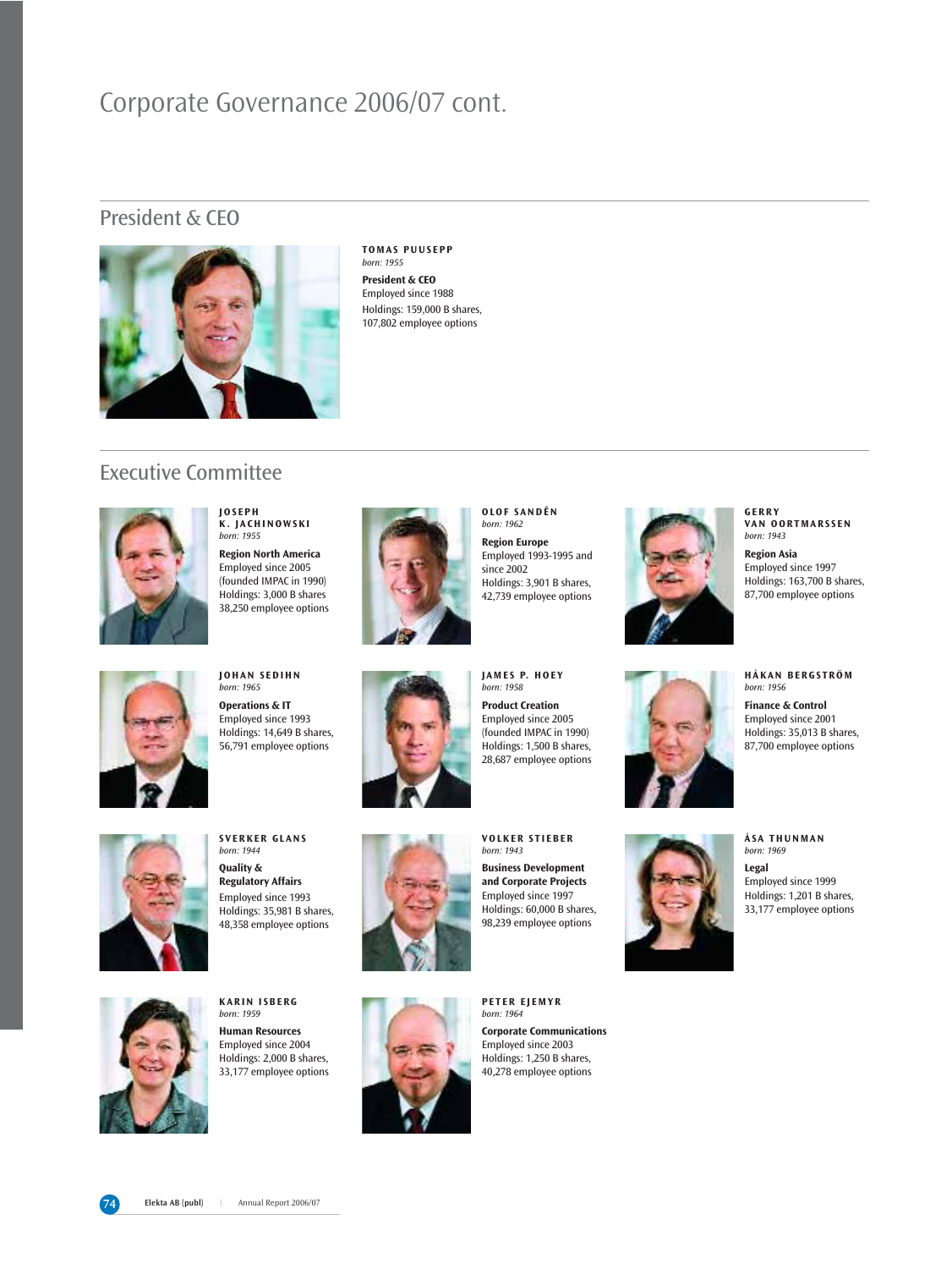# Corporate Governance 2006/07 cont.

## President & CEO

**TOMAS PUUSEPP**
*born: 1955*

**President & CEO**
Employed since 1988
Holdings: 159,000 B shares, 107,802 employee options

## Executive Committee

**JOSEPH K. JACHINOWSKI**
*born: 1955*

**Region North America**
Employed since 2005 (founded IMPAC in 1990)
Holdings: 3,000 B shares
38,250 employee options

**OLOF SANDÉN**
*born: 1962*

**Region Europe**
Employed 1993-1995 and since 2002
Holdings: 3,901 B shares, 42,739 employee options

**GERRY VAN OORTMARSSEN**
*born: 1943*

**Region Asia**
Employed since 1997
Holdings: 163,700 B shares, 87,700 employee options

**JOHAN SEDIHN**
*born: 1965*

**Operations & IT**
Employed since 1993
Holdings: 14,649 B shares, 56,791 employee options

**JAMES P. HOEY**
*born: 1958*

**Product Creation**
Employed since 2005 (founded IMPAC in 1990)
Holdings: 1,500 B shares, 28,687 employee options

**HÅKAN BERGSTRÖM**
*born: 1956*

**Finance & Control**
Employed since 2001
Holdings: 35,013 B shares, 87,700 employee options

**SVERKER GLANS**
*born: 1944*

**Quality & Regulatory Affairs**
Employed since 1993
Holdings: 35,981 B shares, 48,358 employee options

**VOLKER STIEBER**
*born: 1943*

**Business Development and Corporate Projects**
Employed since 1997
Holdings: 60,000 B shares, 98,239 employee options

**ÅSA THUNMAN**
*born: 1969*

**Legal**
Employed since 1999
Holdings: 1,201 B shares, 33,177 employee options

**KARIN ISBERG**
*born: 1959*

**Human Resources**
Employed since 2004
Holdings: 2,000 B shares, 33,177 employee options

**PETER EJEMYR**
*born: 1964*

**Corporate Communications**
Employed since 2003
Holdings: 1,250 B shares, 40,278 employee options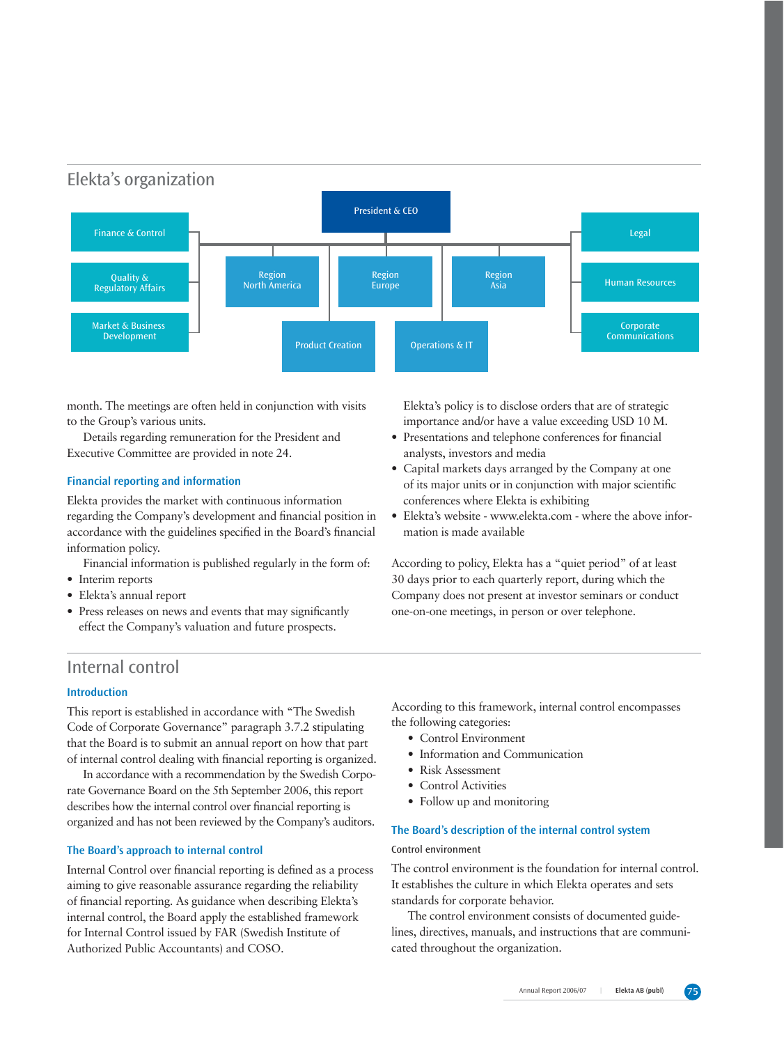## Elekta's organization

- President & CEO
  - Finance & Control
  - Quality & Regulatory Affairs
  - Market & Business Development
  - Region North America
  - Region Europe
  - Region Asia
  - Product Creation
  - Operations & IT
  - Legal
  - Human Resources
  - Corporate Communications

month. The meetings are often held in conjunction with visits to the Group's various units.

Details regarding remuneration for the President and Executive Committee are provided in note 24.

### Financial reporting and information

Elekta provides the market with continuous information regarding the Company's development and financial position in accordance with the guidelines specified in the Board's financial information policy.

Financial information is published regularly in the form of:

- Interim reports
- Elekta's annual report
- Press releases on news and events that may significantly effect the Company's valuation and future prospects. Elekta's policy is to disclose orders that are of strategic importance and/or have a value exceeding USD 10 M.
- Presentations and telephone conferences for financial analysts, investors and media
- Capital markets days arranged by the Company at one of its major units or in conjunction with major scientific conferences where Elekta is exhibiting
- Elekta's website - www.elekta.com - where the above information is made available

According to policy, Elekta has a "quiet period" of at least 30 days prior to each quarterly report, during which the Company does not present at investor seminars or conduct one-on-one meetings, in person or over telephone.

## Internal control

### Introduction

This report is established in accordance with "The Swedish Code of Corporate Governance" paragraph 3.7.2 stipulating that the Board is to submit an annual report on how that part of internal control dealing with financial reporting is organized.

In accordance with a recommendation by the Swedish Corporate Governance Board on the 5th September 2006, this report describes how the internal control over financial reporting is organized and has not been reviewed by the Company's auditors.

### The Board's approach to internal control

Internal Control over financial reporting is defined as a process aiming to give reasonable assurance regarding the reliability of financial reporting. As guidance when describing Elekta's internal control, the Board apply the established framework for Internal Control issued by FAR (Swedish Institute of Authorized Public Accountants) and COSO.

According to this framework, internal control encompasses the following categories:

- Control Environment
- Information and Communication
- Risk Assessment
- Control Activities
- Follow up and monitoring

### The Board's description of the internal control system

#### Control environment

The control environment is the foundation for internal control. It establishes the culture in which Elekta operates and sets standards for corporate behavior.

The control environment consists of documented guidelines, directives, manuals, and instructions that are communicated throughout the organization.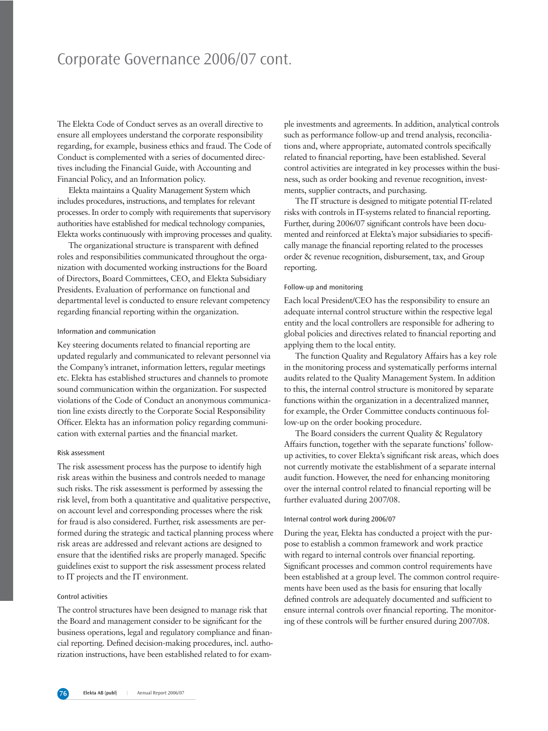# Corporate Governance 2006/07 cont.

The Elekta Code of Conduct serves as an overall directive to ensure all employees understand the corporate responsibility regarding, for example, business ethics and fraud. The Code of Conduct is complemented with a series of documented directives including the Financial Guide, with Accounting and Financial Policy, and an Information policy.

Elekta maintains a Quality Management System which includes procedures, instructions, and templates for relevant processes. In order to comply with requirements that supervisory authorities have established for medical technology companies, Elekta works continuously with improving processes and quality.

The organizational structure is transparent with defined roles and responsibilities communicated throughout the organization with documented working instructions for the Board of Directors, Board Committees, CEO, and Elekta Subsidiary Presidents. Evaluation of performance on functional and departmental level is conducted to ensure relevant competency regarding financial reporting within the organization.

### Information and communication

Key steering documents related to financial reporting are updated regularly and communicated to relevant personnel via the Company's intranet, information letters, regular meetings etc. Elekta has established structures and channels to promote sound communication within the organization. For suspected violations of the Code of Conduct an anonymous communication line exists directly to the Corporate Social Responsibility Officer. Elekta has an information policy regarding communication with external parties and the financial market.

### Risk assessment

The risk assessment process has the purpose to identify high risk areas within the business and controls needed to manage such risks. The risk assessment is performed by assessing the risk level, from both a quantitative and qualitative perspective, on account level and corresponding processes where the risk for fraud is also considered. Further, risk assessments are performed during the strategic and tactical planning process where risk areas are addressed and relevant actions are designed to ensure that the identified risks are properly managed. Specific guidelines exist to support the risk assessment process related to IT projects and the IT environment.

### Control activities

The control structures have been designed to manage risk that the Board and management consider to be significant for the business operations, legal and regulatory compliance and financial reporting. Defined decision-making procedures, incl. authorization instructions, have been established related to for example investments and agreements. In addition, analytical controls such as performance follow-up and trend analysis, reconciliations and, where appropriate, automated controls specifically related to financial reporting, have been established. Several control activities are integrated in key processes within the business, such as order booking and revenue recognition, investments, supplier contracts, and purchasing.

The IT structure is designed to mitigate potential IT-related risks with controls in IT-systems related to financial reporting. Further, during 2006/07 significant controls have been documented and reinforced at Elekta's major subsidiaries to specifically manage the financial reporting related to the processes order & revenue recognition, disbursement, tax, and Group reporting.

### Follow-up and monitoring

Each local President/CEO has the responsibility to ensure an adequate internal control structure within the respective legal entity and the local controllers are responsible for adhering to global policies and directives related to financial reporting and applying them to the local entity.

The function Quality and Regulatory Affairs has a key role in the monitoring process and systematically performs internal audits related to the Quality Management System. In addition to this, the internal control structure is monitored by separate functions within the organization in a decentralized manner, for example, the Order Committee conducts continuous follow-up on the order booking procedure.

The Board considers the current Quality & Regulatory Affairs function, together with the separate functions' follow-up activities, to cover Elekta's significant risk areas, which does not currently motivate the establishment of a separate internal audit function. However, the need for enhancing monitoring over the internal control related to financial reporting will be further evaluated during 2007/08.

### Internal control work during 2006/07

During the year, Elekta has conducted a project with the purpose to establish a common framework and work practice with regard to internal controls over financial reporting. Significant processes and common control requirements have been established at a group level. The common control requirements have been used as the basis for ensuring that locally defined controls are adequately documented and sufficient to ensure internal controls over financial reporting. The monitoring of these controls will be further ensured during 2007/08.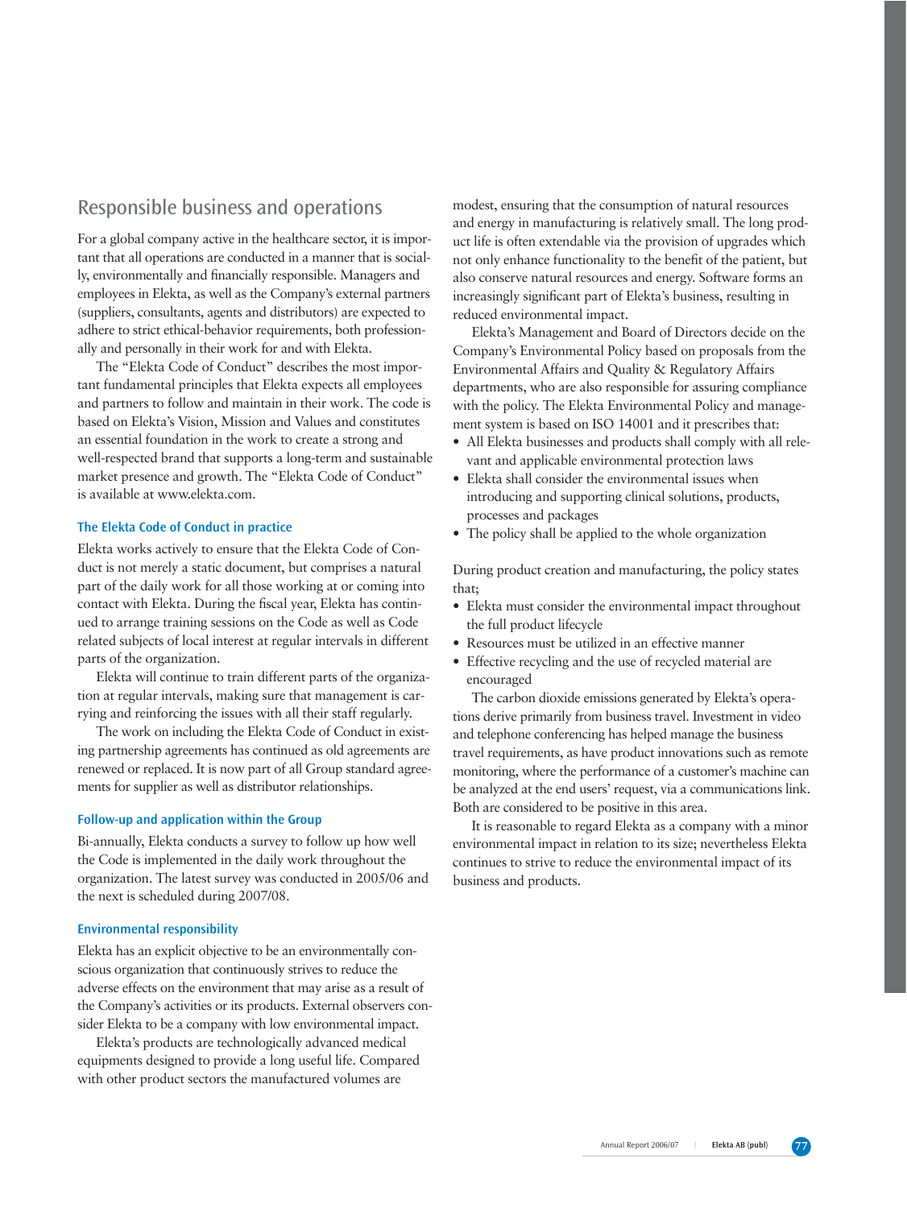## Responsible business and operations

For a global company active in the healthcare sector, it is important that all operations are conducted in a manner that is socially, environmentally and financially responsible. Managers and employees in Elekta, as well as the Company's external partners (suppliers, consultants, agents and distributors) are expected to adhere to strict ethical-behavior requirements, both professionally and personally in their work for and with Elekta.

The "Elekta Code of Conduct" describes the most important fundamental principles that Elekta expects all employees and partners to follow and maintain in their work. The code is based on Elekta's Vision, Mission and Values and constitutes an essential foundation in the work to create a strong and well-respected brand that supports a long-term and sustainable market presence and growth. The "Elekta Code of Conduct" is available at www.elekta.com.

### The Elekta Code of Conduct in practice

Elekta works actively to ensure that the Elekta Code of Conduct is not merely a static document, but comprises a natural part of the daily work for all those working at or coming into contact with Elekta. During the fiscal year, Elekta has continued to arrange training sessions on the Code as well as Code related subjects of local interest at regular intervals in different parts of the organization.

Elekta will continue to train different parts of the organization at regular intervals, making sure that management is carrying and reinforcing the issues with all their staff regularly.

The work on including the Elekta Code of Conduct in existing partnership agreements has continued as old agreements are renewed or replaced. It is now part of all Group standard agreements for supplier as well as distributor relationships.

### Follow-up and application within the Group

Bi-annually, Elekta conducts a survey to follow up how well the Code is implemented in the daily work throughout the organization. The latest survey was conducted in 2005/06 and the next is scheduled during 2007/08.

### Environmental responsibility

Elekta has an explicit objective to be an environmentally conscious organization that continuously strives to reduce the adverse effects on the environment that may arise as a result of the Company's activities or its products. External observers consider Elekta to be a company with low environmental impact.

Elekta's products are technologically advanced medical equipments designed to provide a long useful life. Compared with other product sectors the manufactured volumes are modest, ensuring that the consumption of natural resources and energy in manufacturing is relatively small. The long product life is often extendable via the provision of upgrades which not only enhance functionality to the benefit of the patient, but also conserve natural resources and energy. Software forms an increasingly significant part of Elekta's business, resulting in reduced environmental impact.

Elekta's Management and Board of Directors decide on the Company's Environmental Policy based on proposals from the Environmental Affairs and Quality & Regulatory Affairs departments, who are also responsible for assuring compliance with the policy. The Elekta Environmental Policy and management system is based on ISO 14001 and it prescribes that:

- All Elekta businesses and products shall comply with all relevant and applicable environmental protection laws
- Elekta shall consider the environmental issues when introducing and supporting clinical solutions, products, processes and packages
- The policy shall be applied to the whole organization

During product creation and manufacturing, the policy states that;

- Elekta must consider the environmental impact throughout the full product lifecycle
- Resources must be utilized in an effective manner
- Effective recycling and the use of recycled material are encouraged

The carbon dioxide emissions generated by Elekta's operations derive primarily from business travel. Investment in video and telephone conferencing has helped manage the business travel requirements, as have product innovations such as remote monitoring, where the performance of a customer's machine can be analyzed at the end users' request, via a communications link. Both are considered to be positive in this area.

It is reasonable to regard Elekta as a company with a minor environmental impact in relation to its size; nevertheless Elekta continues to strive to reduce the environmental impact of its business and products.